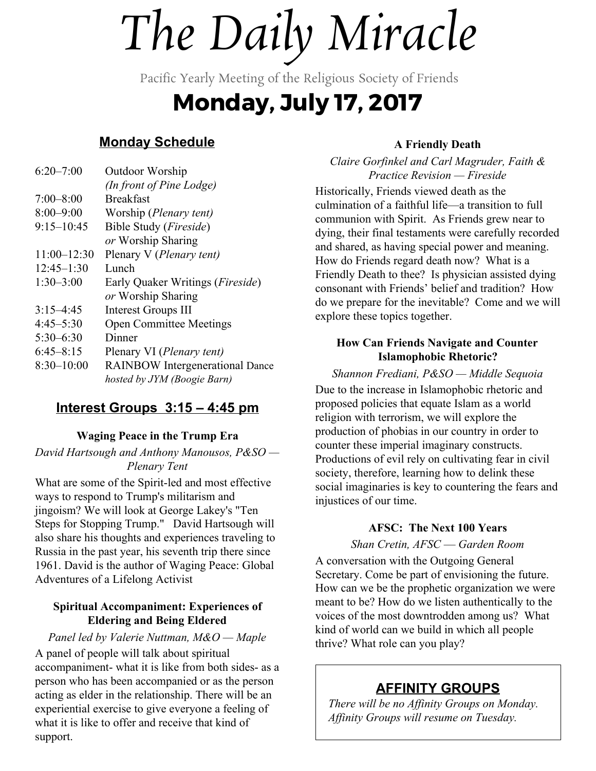# The Daily Miracle

Pacific Yearly Meeting of the Religious Society of Friends

## Monday, July 17, 2017

### Monday Schedule

| | |
|---|---|
| 6:20–7:00 | Outdoor Worship *(In front of Pine Lodge)* |
| 7:00–8:00 | Breakfast |
| 8:00–9:00 | Worship (*Plenary tent)* |
| 9:15–10:45 | Bible Study (*Fireside*) *or* Worship Sharing |
| 11:00–12:30 | Plenary V (*Plenary tent)* |
| 12:45–1:30 | Lunch |
| 1:30–3:00 | Early Quaker Writings (*Fireside*) *or* Worship Sharing |
| 3:15–4:45 | Interest Groups III |
| 4:45–5:30 | Open Committee Meetings |
| 5:30–6:30 | Dinner |
| 6:45–8:15 | Plenary VI (*Plenary tent)* |
| 8:30–10:00 | RAINBOW Intergenerational Dance *hosted by JYM (Boogie Barn)* |

### Interest Groups 3:15 – 4:45 pm

**Waging Peace in the Trump Era**

*David Hartsough and Anthony Manousos, P&SO — Plenary Tent*

What are some of the Spirit-led and most effective ways to respond to Trump's militarism and jingoism? We will look at George Lakey's "Ten Steps for Stopping Trump." David Hartsough will also share his thoughts and experiences traveling to Russia in the past year, his seventh trip there since 1961. David is the author of Waging Peace: Global Adventures of a Lifelong Activist

**Spiritual Accompaniment: Experiences of Eldering and Being Eldered**

*Panel led by Valerie Nuttman, M&O — Maple*

A panel of people will talk about spiritual accompaniment- what it is like from both sides- as a person who has been accompanied or as the person acting as elder in the relationship. There will be an experiential exercise to give everyone a feeling of what it is like to offer and receive that kind of support.

**A Friendly Death**

*Claire Gorfinkel and Carl Magruder, Faith & Practice Revision — Fireside*

Historically, Friends viewed death as the culmination of a faithful life—a transition to full communion with Spirit. As Friends grew near to dying, their final testaments were carefully recorded and shared, as having special power and meaning. How do Friends regard death now? What is a Friendly Death to thee? Is physician assisted dying consonant with Friends' belief and tradition? How do we prepare for the inevitable? Come and we will explore these topics together.

**How Can Friends Navigate and Counter Islamophobic Rhetoric?**

*Shannon Frediani, P&SO — Middle Sequoia*

Due to the increase in Islamophobic rhetoric and proposed policies that equate Islam as a world religion with terrorism, we will explore the production of phobias in our country in order to counter these imperial imaginary constructs. Productions of evil rely on cultivating fear in civil society, therefore, learning how to delink these social imaginaries is key to countering the fears and injustices of our time.

**AFSC: The Next 100 Years**

*Shan Cretin, AFSC — Garden Room*

A conversation with the Outgoing General Secretary. Come be part of envisioning the future. How can we be the prophetic organization we were meant to be? How do we listen authentically to the voices of the most downtrodden among us? What kind of world can we build in which all people thrive? What role can you play?

### AFFINITY GROUPS

*There will be no Affinity Groups on Monday. Affinity Groups will resume on Tuesday.*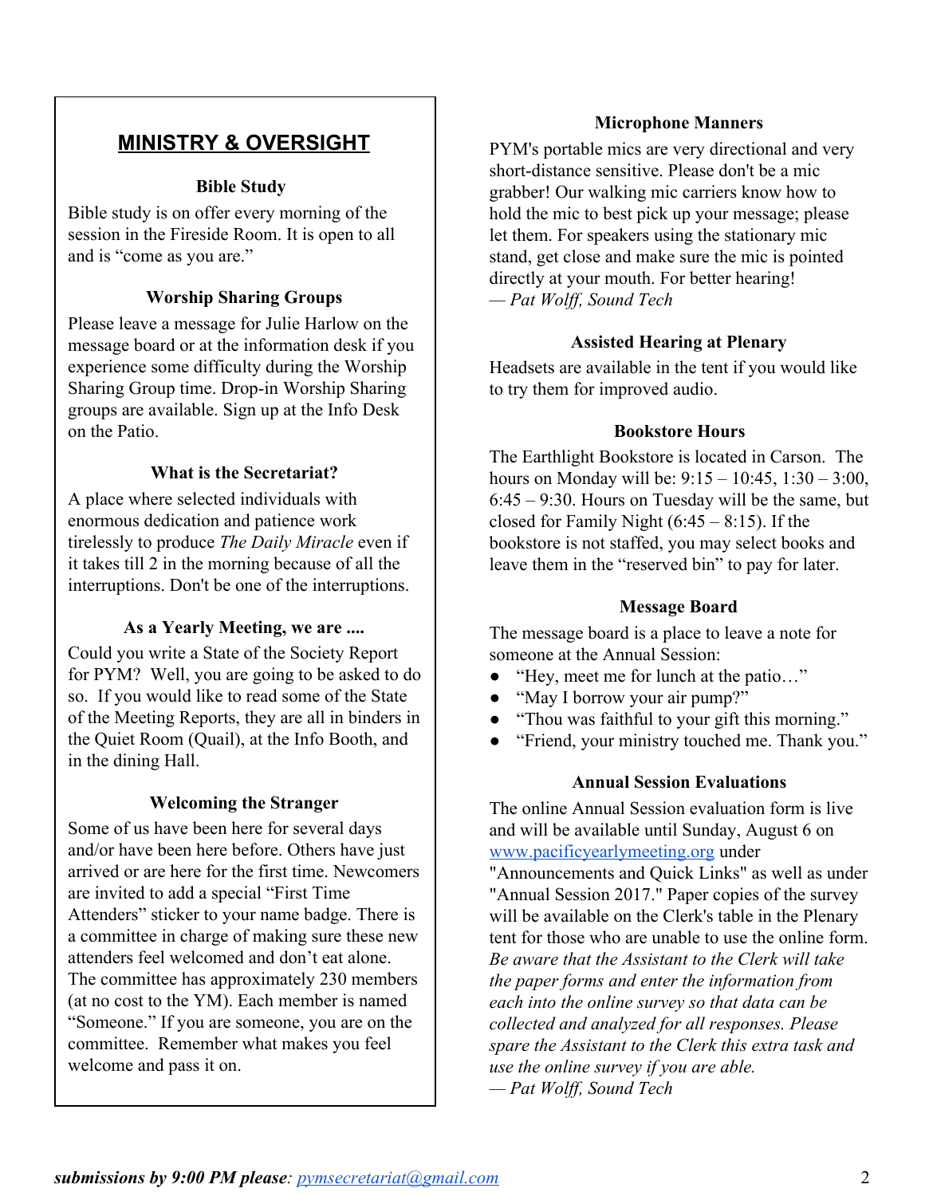## MINISTRY & OVERSIGHT

### Bible Study

Bible study is on offer every morning of the session in the Fireside Room. It is open to all and is “come as you are.”

### Worship Sharing Groups

Please leave a message for Julie Harlow on the message board or at the information desk if you experience some difficulty during the Worship Sharing Group time. Drop-in Worship Sharing groups are available. Sign up at the Info Desk on the Patio.

### What is the Secretariat?

A place where selected individuals with enormous dedication and patience work tirelessly to produce *The Daily Miracle* even if it takes till 2 in the morning because of all the interruptions. Don't be one of the interruptions.

### As a Yearly Meeting, we are ....

Could you write a State of the Society Report for PYM? Well, you are going to be asked to do so. If you would like to read some of the State of the Meeting Reports, they are all in binders in the Quiet Room (Quail), at the Info Booth, and in the dining Hall.

### Welcoming the Stranger

Some of us have been here for several days and/or have been here before. Others have just arrived or are here for the first time. Newcomers are invited to add a special “First Time Attenders” sticker to your name badge. There is a committee in charge of making sure these new attenders feel welcomed and don’t eat alone. The committee has approximately 230 members (at no cost to the YM). Each member is named “Someone.” If you are someone, you are on the committee. Remember what makes you feel welcome and pass it on.

### Microphone Manners

PYM's portable mics are very directional and very short-distance sensitive. Please don't be a mic grabber! Our walking mic carriers know how to hold the mic to best pick up your message; please let them. For speakers using the stationary mic stand, get close and make sure the mic is pointed directly at your mouth. For better hearing!
*— Pat Wolff, Sound Tech*

### Assisted Hearing at Plenary

Headsets are available in the tent if you would like to try them for improved audio.

### Bookstore Hours

The Earthlight Bookstore is located in Carson. The hours on Monday will be: 9:15 – 10:45, 1:30 – 3:00, 6:45 – 9:30. Hours on Tuesday will be the same, but closed for Family Night (6:45 – 8:15). If the bookstore is not staffed, you may select books and leave them in the “reserved bin” to pay for later.

### Message Board

The message board is a place to leave a note for someone at the Annual Session:

- “Hey, meet me for lunch at the patio…”
- “May I borrow your air pump?”
- “Thou was faithful to your gift this morning.”
- “Friend, your ministry touched me. Thank you.”

### Annual Session Evaluations

The online Annual Session evaluation form is live and will be available until Sunday, August 6 on www.pacificyearlymeeting.org under "Announcements and Quick Links" as well as under "Annual Session 2017." Paper copies of the survey will be available on the Clerk's table in the Plenary tent for those who are unable to use the online form. *Be aware that the Assistant to the Clerk will take the paper forms and enter the information from each into the online survey so that data can be collected and analyzed for all responses. Please spare the Assistant to the Clerk this extra task and use the online survey if you are able.*
*— Pat Wolff, Sound Tech*

***submissions by 9:00 PM please**: pymsecretariat@gmail.com*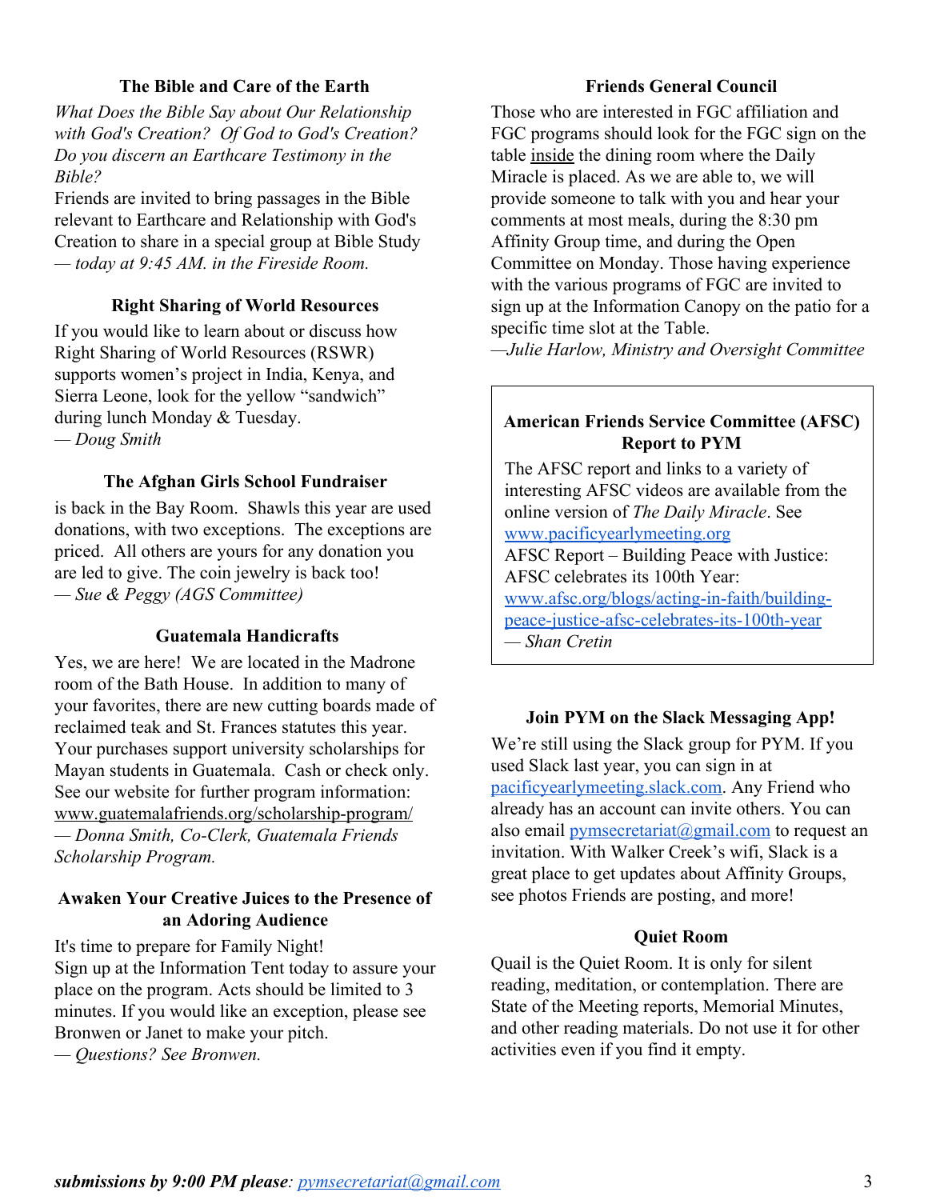### The Bible and Care of the Earth

*What Does the Bible Say about Our Relationship with God's Creation? Of God to God's Creation? Do you discern an Earthcare Testimony in the Bible?*

Friends are invited to bring passages in the Bible relevant to Earthcare and Relationship with God's Creation to share in a special group at Bible Study *— today at 9:45 AM. in the Fireside Room.*

### Right Sharing of World Resources

If you would like to learn about or discuss how Right Sharing of World Resources (RSWR) supports women's project in India, Kenya, and Sierra Leone, look for the yellow "sandwich" during lunch Monday & Tuesday.

*— Doug Smith*

### The Afghan Girls School Fundraiser

is back in the Bay Room. Shawls this year are used donations, with two exceptions. The exceptions are priced. All others are yours for any donation you are led to give. The coin jewelry is back too!

*— Sue & Peggy (AGS Committee)*

### Guatemala Handicrafts

Yes, we are here! We are located in the Madrone room of the Bath House. In addition to many of your favorites, there are new cutting boards made of reclaimed teak and St. Frances statutes this year. Your purchases support university scholarships for Mayan students in Guatemala. Cash or check only. See our website for further program information: www.guatemalafriends.org/scholarship-program/

*— Donna Smith, Co-Clerk, Guatemala Friends Scholarship Program.*

### Awaken Your Creative Juices to the Presence of an Adoring Audience

It's time to prepare for Family Night!

Sign up at the Information Tent today to assure your place on the program. Acts should be limited to 3 minutes. If you would like an exception, please see Bronwen or Janet to make your pitch.

*— Questions? See Bronwen.*

### Friends General Council

Those who are interested in FGC affiliation and FGC programs should look for the FGC sign on the table inside the dining room where the Daily Miracle is placed. As we are able to, we will provide someone to talk with you and hear your comments at most meals, during the 8:30 pm Affinity Group time, and during the Open Committee on Monday. Those having experience with the various programs of FGC are invited to sign up at the Information Canopy on the patio for a specific time slot at the Table.

*—Julie Harlow, Ministry and Oversight Committee*

### American Friends Service Committee (AFSC) Report to PYM

The AFSC report and links to a variety of interesting AFSC videos are available from the online version of *The Daily Miracle*. See www.pacificyearlymeeting.org

AFSC Report – Building Peace with Justice: AFSC celebrates its 100th Year: www.afsc.org/blogs/acting-in-faith/building-peace-justice-afsc-celebrates-its-100th-year

*— Shan Cretin*

### Join PYM on the Slack Messaging App!

We're still using the Slack group for PYM. If you used Slack last year, you can sign in at pacificyearlymeeting.slack.com. Any Friend who already has an account can invite others. You can also email pymsecretariat@gmail.com to request an invitation. With Walker Creek's wifi, Slack is a great place to get updates about Affinity Groups, see photos Friends are posting, and more!

### Quiet Room

Quail is the Quiet Room. It is only for silent reading, meditation, or contemplation. There are State of the Meeting reports, Memorial Minutes, and other reading materials. Do not use it for other activities even if you find it empty.

***submissions by 9:00 PM please**: pymsecretariat@gmail.com*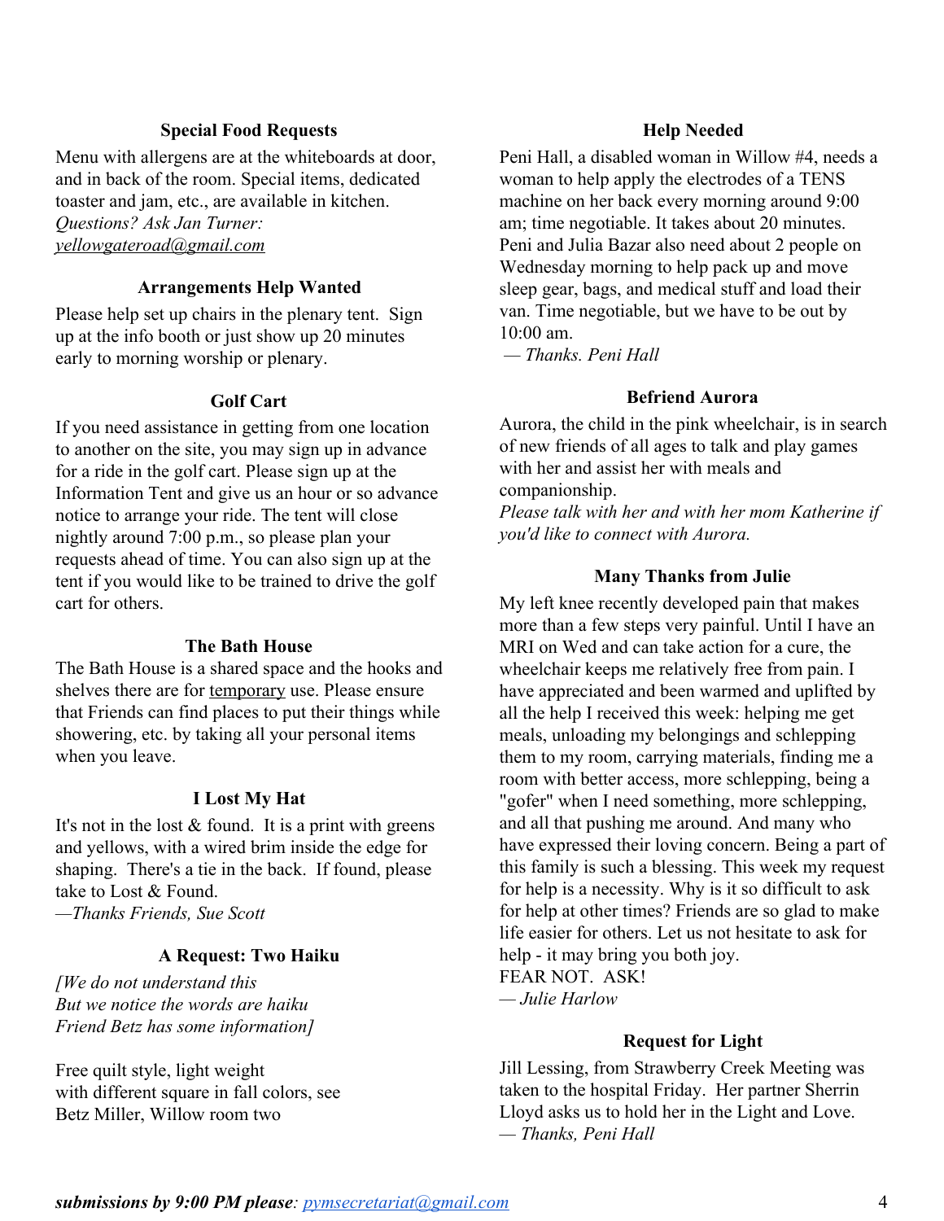### Special Food Requests

Menu with allergens are at the whiteboards at door, and in back of the room. Special items, dedicated toaster and jam, etc., are available in kitchen. *Questions? Ask Jan Turner: yellowgateroad@gmail.com*

### Arrangements Help Wanted

Please help set up chairs in the plenary tent. Sign up at the info booth or just show up 20 minutes early to morning worship or plenary.

### Golf Cart

If you need assistance in getting from one location to another on the site, you may sign up in advance for a ride in the golf cart. Please sign up at the Information Tent and give us an hour or so advance notice to arrange your ride. The tent will close nightly around 7:00 p.m., so please plan your requests ahead of time. You can also sign up at the tent if you would like to be trained to drive the golf cart for others.

### The Bath House

The Bath House is a shared space and the hooks and shelves there are for temporary use. Please ensure that Friends can find places to put their things while showering, etc. by taking all your personal items when you leave.

### I Lost My Hat

It's not in the lost & found. It is a print with greens and yellows, with a wired brim inside the edge for shaping. There's a tie in the back. If found, please take to Lost & Found.

—*Thanks Friends, Sue Scott*

### A Request: Two Haiku

*[We do not understand this*
*But we notice the words are haiku*
*Friend Betz has some information]*

Free quilt style, light weight
with different square in fall colors, see
Betz Miller, Willow room two

### Help Needed

Peni Hall, a disabled woman in Willow #4, needs a woman to help apply the electrodes of a TENS machine on her back every morning around 9:00 am; time negotiable. It takes about 20 minutes. Peni and Julia Bazar also need about 2 people on Wednesday morning to help pack up and move sleep gear, bags, and medical stuff and load their van. Time negotiable, but we have to be out by 10:00 am.

— *Thanks. Peni Hall*

### Befriend Aurora

Aurora, the child in the pink wheelchair, is in search of new friends of all ages to talk and play games with her and assist her with meals and companionship.

*Please talk with her and with her mom Katherine if you'd like to connect with Aurora.*

### Many Thanks from Julie

My left knee recently developed pain that makes more than a few steps very painful. Until I have an MRI on Wed and can take action for a cure, the wheelchair keeps me relatively free from pain. I have appreciated and been warmed and uplifted by all the help I received this week: helping me get meals, unloading my belongings and schlepping them to my room, carrying materials, finding me a room with better access, more schlepping, being a "gofer" when I need something, more schlepping, and all that pushing me around. And many who have expressed their loving concern. Being a part of this family is such a blessing. This week my request for help is a necessity. Why is it so difficult to ask for help at other times? Friends are so glad to make life easier for others. Let us not hesitate to ask for help - it may bring you both joy.

FEAR NOT. ASK!

— *Julie Harlow*

### Request for Light

Jill Lessing, from Strawberry Creek Meeting was taken to the hospital Friday. Her partner Sherrin Lloyd asks us to hold her in the Light and Love.

— *Thanks, Peni Hall*

***submissions by 9:00 PM please**: pymsecretariat@gmail.com*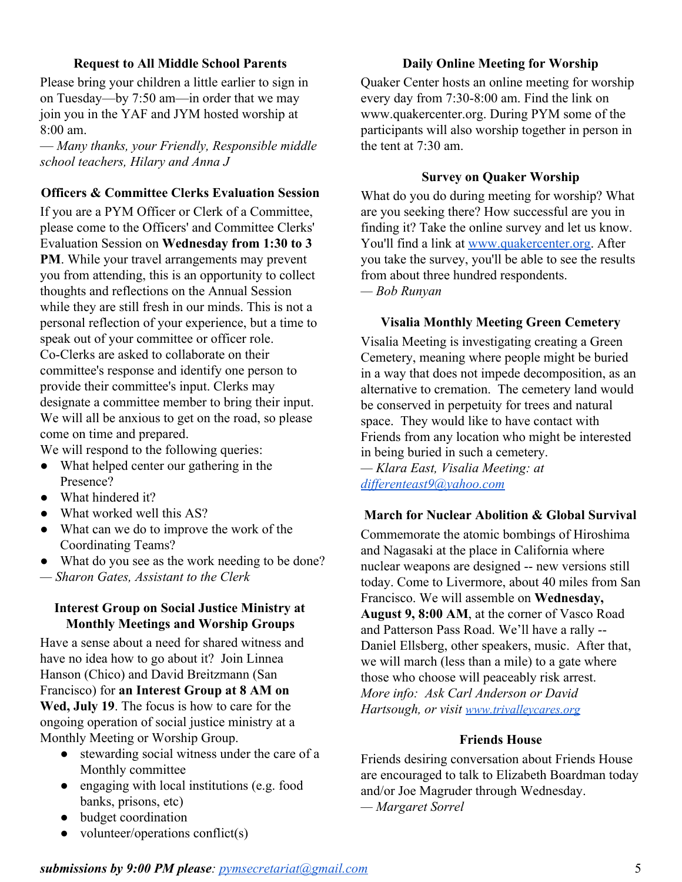### Request to All Middle School Parents

Please bring your children a little earlier to sign in on Tuesday—by 7:50 am—in order that we may join you in the YAF and JYM hosted worship at 8:00 am.

*— Many thanks, your Friendly, Responsible middle school teachers, Hilary and Anna J*

### Officers & Committee Clerks Evaluation Session

If you are a PYM Officer or Clerk of a Committee, please come to the Officers' and Committee Clerks' Evaluation Session on **Wednesday from 1:30 to 3 PM**. While your travel arrangements may prevent you from attending, this is an opportunity to collect thoughts and reflections on the Annual Session while they are still fresh in our minds. This is not a personal reflection of your experience, but a time to speak out of your committee or officer role. Co-Clerks are asked to collaborate on their committee's response and identify one person to provide their committee's input. Clerks may designate a committee member to bring their input. We will all be anxious to get on the road, so please come on time and prepared.

We will respond to the following queries:

- What helped center our gathering in the Presence?
- What hindered it?
- What worked well this AS?
- What can we do to improve the work of the Coordinating Teams?
- What do you see as the work needing to be done?

*— Sharon Gates, Assistant to the Clerk*

### Interest Group on Social Justice Ministry at Monthly Meetings and Worship Groups

Have a sense about a need for shared witness and have no idea how to go about it? Join Linnea Hanson (Chico) and David Breitzmann (San Francisco) for **an Interest Group at 8 AM on Wed, July 19**. The focus is how to care for the ongoing operation of social justice ministry at a Monthly Meeting or Worship Group.

- stewarding social witness under the care of a Monthly committee
- engaging with local institutions (e.g. food banks, prisons, etc)
- budget coordination
- volunteer/operations conflict(s)

### Daily Online Meeting for Worship

Quaker Center hosts an online meeting for worship every day from 7:30-8:00 am. Find the link on www.quakercenter.org. During PYM some of the participants will also worship together in person in the tent at 7:30 am.

### Survey on Quaker Worship

What do you do during meeting for worship? What are you seeking there? How successful are you in finding it? Take the online survey and let us know. You'll find a link at www.quakercenter.org. After you take the survey, you'll be able to see the results from about three hundred respondents.

*— Bob Runyan*

### Visalia Monthly Meeting Green Cemetery

Visalia Meeting is investigating creating a Green Cemetery, meaning where people might be buried in a way that does not impede decomposition, as an alternative to cremation. The cemetery land would be conserved in perpetuity for trees and natural space. They would like to have contact with Friends from any location who might be interested in being buried in such a cemetery.

*— Klara East, Visalia Meeting: at differenteast9@yahoo.com*

### March for Nuclear Abolition & Global Survival

Commemorate the atomic bombings of Hiroshima and Nagasaki at the place in California where nuclear weapons are designed -- new versions still today. Come to Livermore, about 40 miles from San Francisco. We will assemble on **Wednesday, August 9, 8:00 AM**, at the corner of Vasco Road and Patterson Pass Road. We'll have a rally -- Daniel Ellsberg, other speakers, music. After that, we will march (less than a mile) to a gate where those who choose will peaceably risk arrest.

*More info: Ask Carl Anderson or David Hartsough, or visit www.trivalleycares.org*

### Friends House

Friends desiring conversation about Friends House are encouraged to talk to Elizabeth Boardman today and/or Joe Magruder through Wednesday.

*— Margaret Sorrel*

***submissions by 9:00 PM please**: pymsecretariat@gmail.com*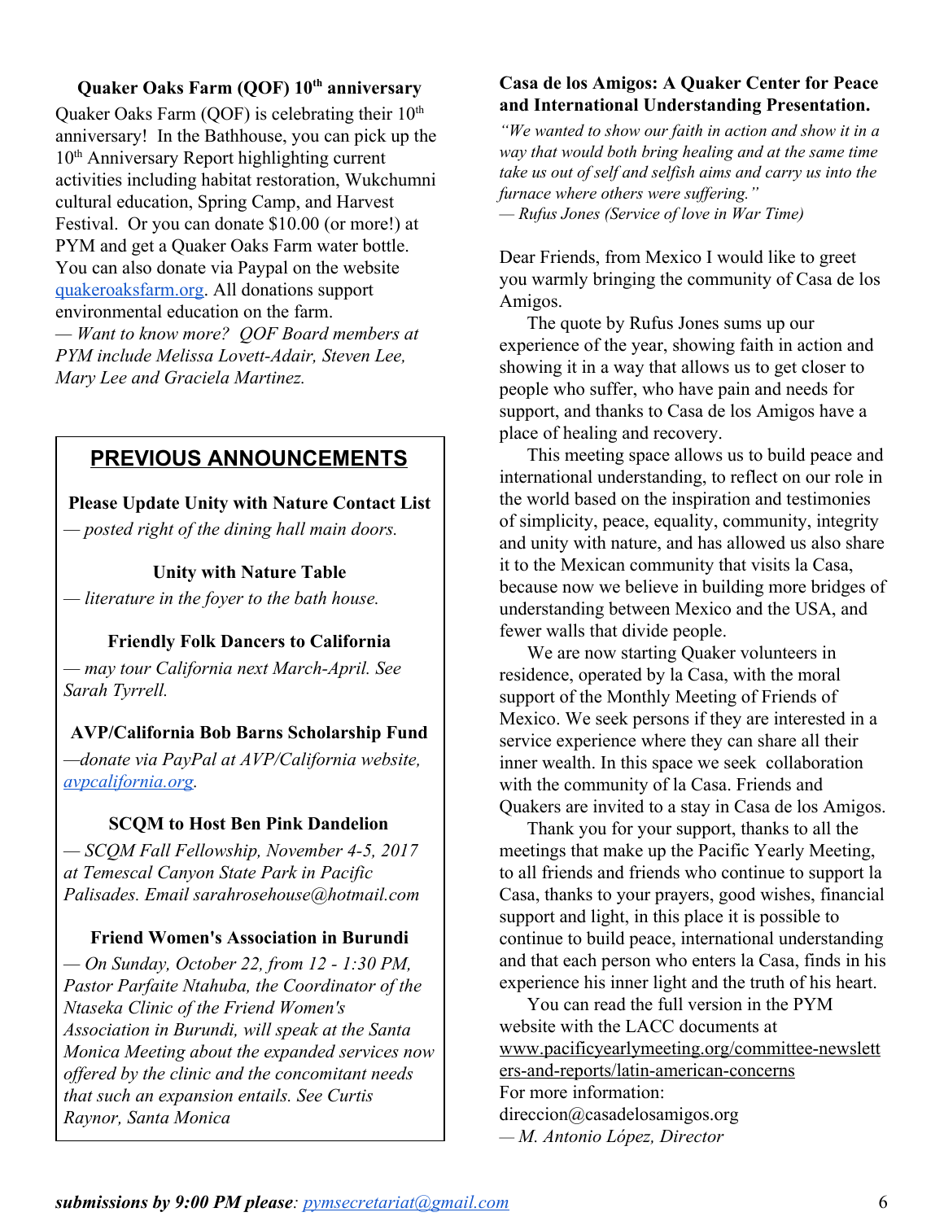### Quaker Oaks Farm (QOF) 10th anniversary

Quaker Oaks Farm (QOF) is celebrating their 10th anniversary! In the Bathhouse, you can pick up the 10th Anniversary Report highlighting current activities including habitat restoration, Wukchumni cultural education, Spring Camp, and Harvest Festival. Or you can donate $10.00 (or more!) at PYM and get a Quaker Oaks Farm water bottle. You can also donate via Paypal on the website quakeroaksfarm.org. All donations support environmental education on the farm.

*— Want to know more? QOF Board members at PYM include Melissa Lovett-Adair, Steven Lee, Mary Lee and Graciela Martinez.*

## PREVIOUS ANNOUNCEMENTS

**Please Update Unity with Nature Contact List**

*— posted right of the dining hall main doors.*

**Unity with Nature Table**

*— literature in the foyer to the bath house.*

**Friendly Folk Dancers to California**

*— may tour California next March-April. See Sarah Tyrrell.*

**AVP/California Bob Barns Scholarship Fund**

*—donate via PayPal at AVP/California website, avpcalifornia.org.*

**SCQM to Host Ben Pink Dandelion**

*— SCQM Fall Fellowship, November 4-5, 2017 at Temescal Canyon State Park in Pacific Palisades. Email sarahrosehouse@hotmail.com*

**Friend Women's Association in Burundi**

*— On Sunday, October 22, from 12 - 1:30 PM, Pastor Parfaite Ntahuba, the Coordinator of the Ntaseka Clinic of the Friend Women's Association in Burundi, will speak at the Santa Monica Meeting about the expanded services now offered by the clinic and the concomitant needs that such an expansion entails. See Curtis Raynor, Santa Monica*

### Casa de los Amigos: A Quaker Center for Peace and International Understanding Presentation.

*"We wanted to show our faith in action and show it in a way that would both bring healing and at the same time take us out of self and selfish aims and carry us into the furnace where others were suffering."*
*— Rufus Jones (Service of love in War Time)*

Dear Friends, from Mexico I would like to greet you warmly bringing the community of Casa de los Amigos.

The quote by Rufus Jones sums up our experience of the year, showing faith in action and showing it in a way that allows us to get closer to people who suffer, who have pain and needs for support, and thanks to Casa de los Amigos have a place of healing and recovery.

This meeting space allows us to build peace and international understanding, to reflect on our role in the world based on the inspiration and testimonies of simplicity, peace, equality, community, integrity and unity with nature, and has allowed us also share it to the Mexican community that visits la Casa, because now we believe in building more bridges of understanding between Mexico and the USA, and fewer walls that divide people.

We are now starting Quaker volunteers in residence, operated by la Casa, with the moral support of the Monthly Meeting of Friends of Mexico. We seek persons if they are interested in a service experience where they can share all their inner wealth. In this space we seek collaboration with the community of la Casa. Friends and Quakers are invited to a stay in Casa de los Amigos.

Thank you for your support, thanks to all the meetings that make up the Pacific Yearly Meeting, to all friends and friends who continue to support la Casa, thanks to your prayers, good wishes, financial support and light, in this place it is possible to continue to build peace, international understanding and that each person who enters la Casa, finds in his experience his inner light and the truth of his heart.

You can read the full version in the PYM website with the LACC documents at www.pacificyearlymeeting.org/committee-newsletters-and-reports/latin-american-concerns
For more information: direccion@casadelosamigos.org
*— M. Antonio López, Director*

***submissions by 9:00 PM please**: pymsecretariat@gmail.com*